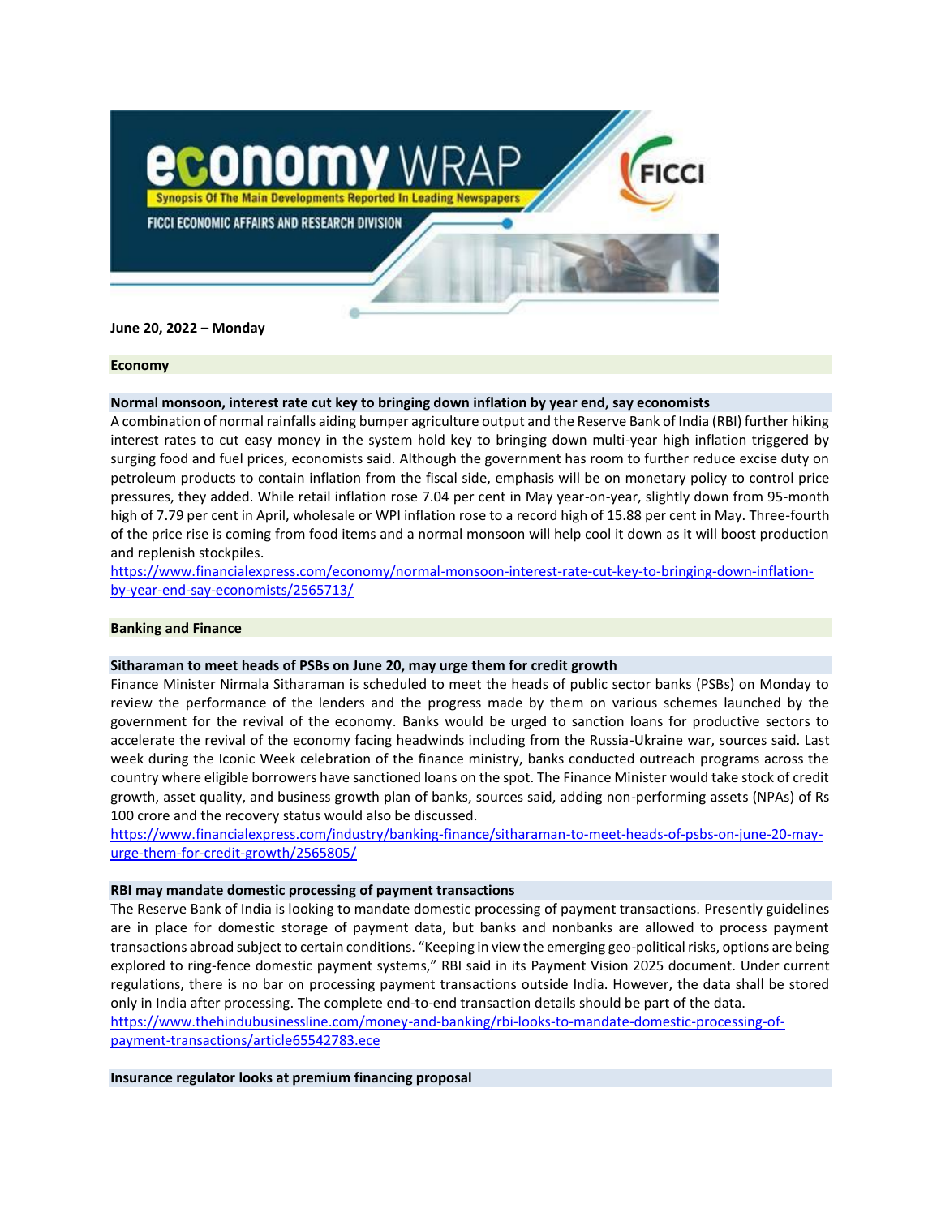# economy WRAP

Synopsis Of The Main Developments Reported In Leading Newspapers

FICCI ECONOMIC AFFAIRS AND RESEARCH DIVISION

FICCI

**June 20, 2022 – Monday**

## Economy

### Normal monsoon, interest rate cut key to bringing down inflation by year end, say economists

A combination of normal rainfalls aiding bumper agriculture output and the Reserve Bank of India (RBI) further hiking interest rates to cut easy money in the system hold key to bringing down multi-year high inflation triggered by surging food and fuel prices, economists said. Although the government has room to further reduce excise duty on petroleum products to contain inflation from the fiscal side, emphasis will be on monetary policy to control price pressures, they added. While retail inflation rose 7.04 per cent in May year-on-year, slightly down from 95-month high of 7.79 per cent in April, wholesale or WPI inflation rose to a record high of 15.88 per cent in May. Three-fourth of the price rise is coming from food items and a normal monsoon will help cool it down as it will boost production and replenish stockpiles.

https://www.financialexpress.com/economy/normal-monsoon-interest-rate-cut-key-to-bringing-down-inflation-by-year-end-say-economists/2565713/

## Banking and Finance

### Sitharaman to meet heads of PSBs on June 20, may urge them for credit growth

Finance Minister Nirmala Sitharaman is scheduled to meet the heads of public sector banks (PSBs) on Monday to review the performance of the lenders and the progress made by them on various schemes launched by the government for the revival of the economy. Banks would be urged to sanction loans for productive sectors to accelerate the revival of the economy facing headwinds including from the Russia-Ukraine war, sources said. Last week during the Iconic Week celebration of the finance ministry, banks conducted outreach programs across the country where eligible borrowers have sanctioned loans on the spot. The Finance Minister would take stock of credit growth, asset quality, and business growth plan of banks, sources said, adding non-performing assets (NPAs) of Rs 100 crore and the recovery status would also be discussed.

https://www.financialexpress.com/industry/banking-finance/sitharaman-to-meet-heads-of-psbs-on-june-20-may-urge-them-for-credit-growth/2565805/

### RBI may mandate domestic processing of payment transactions

The Reserve Bank of India is looking to mandate domestic processing of payment transactions. Presently guidelines are in place for domestic storage of payment data, but banks and nonbanks are allowed to process payment transactions abroad subject to certain conditions. "Keeping in view the emerging geo-political risks, options are being explored to ring-fence domestic payment systems," RBI said in its Payment Vision 2025 document. Under current regulations, there is no bar on processing payment transactions outside India. However, the data shall be stored only in India after processing. The complete end-to-end transaction details should be part of the data.

https://www.thehindubusinessline.com/money-and-banking/rbi-looks-to-mandate-domestic-processing-of-payment-transactions/article65542783.ece

### Insurance regulator looks at premium financing proposal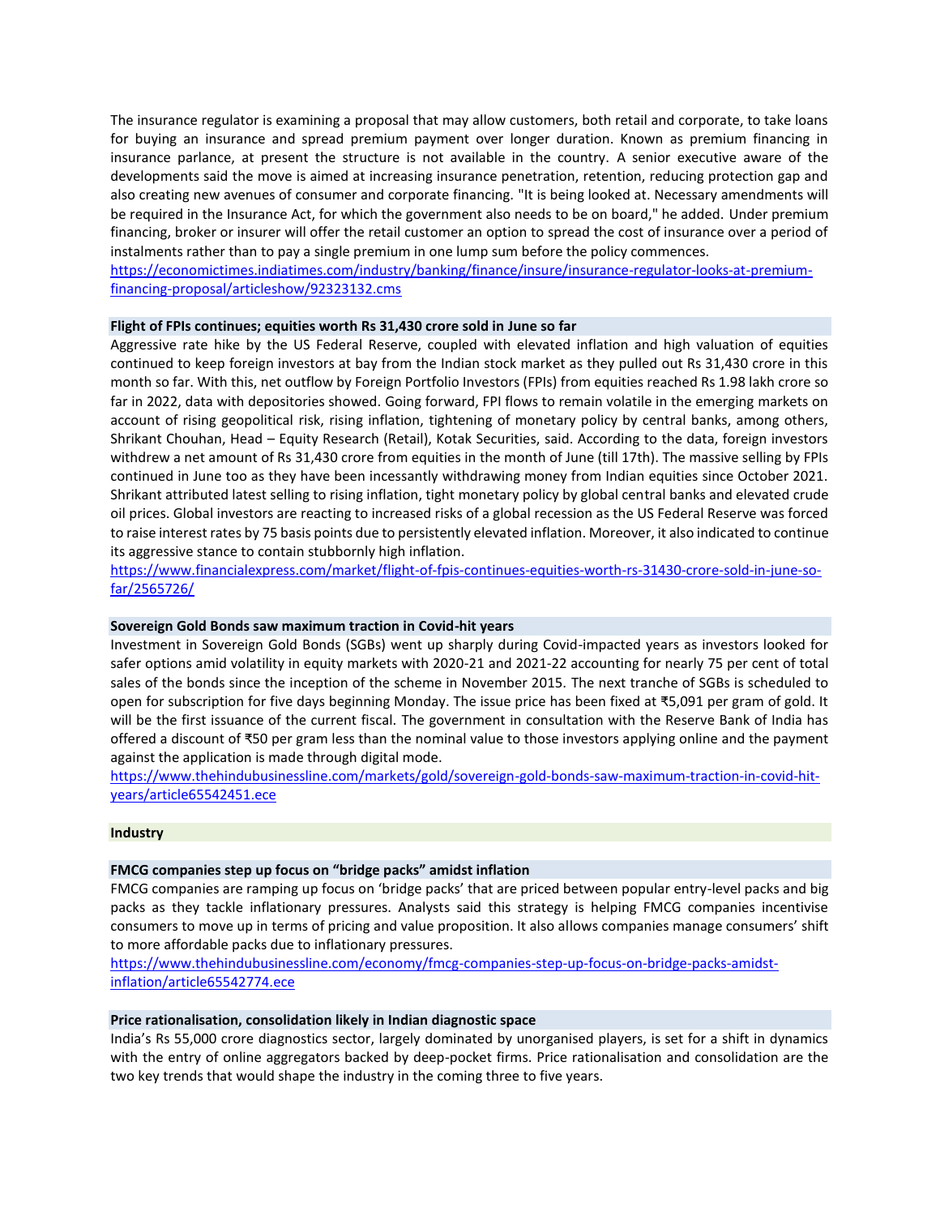The insurance regulator is examining a proposal that may allow customers, both retail and corporate, to take loans for buying an insurance and spread premium payment over longer duration. Known as premium financing in insurance parlance, at present the structure is not available in the country. A senior executive aware of the developments said the move is aimed at increasing insurance penetration, retention, reducing protection gap and also creating new avenues of consumer and corporate financing. "It is being looked at. Necessary amendments will be required in the Insurance Act, for which the government also needs to be on board," he added. Under premium financing, broker or insurer will offer the retail customer an option to spread the cost of insurance over a period of instalments rather than to pay a single premium in one lump sum before the policy commences.
https://economictimes.indiatimes.com/industry/banking/finance/insure/insurance-regulator-looks-at-premium-financing-proposal/articleshow/92323132.cms

**Flight of FPIs continues; equities worth Rs 31,430 crore sold in June so far**

Aggressive rate hike by the US Federal Reserve, coupled with elevated inflation and high valuation of equities continued to keep foreign investors at bay from the Indian stock market as they pulled out Rs 31,430 crore in this month so far. With this, net outflow by Foreign Portfolio Investors (FPIs) from equities reached Rs 1.98 lakh crore so far in 2022, data with depositories showed. Going forward, FPI flows to remain volatile in the emerging markets on account of rising geopolitical risk, rising inflation, tightening of monetary policy by central banks, among others, Shrikant Chouhan, Head – Equity Research (Retail), Kotak Securities, said. According to the data, foreign investors withdrew a net amount of Rs 31,430 crore from equities in the month of June (till 17th). The massive selling by FPIs continued in June too as they have been incessantly withdrawing money from Indian equities since October 2021. Shrikant attributed latest selling to rising inflation, tight monetary policy by global central banks and elevated crude oil prices. Global investors are reacting to increased risks of a global recession as the US Federal Reserve was forced to raise interest rates by 75 basis points due to persistently elevated inflation. Moreover, it also indicated to continue its aggressive stance to contain stubbornly high inflation.
https://www.financialexpress.com/market/flight-of-fpis-continues-equities-worth-rs-31430-crore-sold-in-june-so-far/2565726/

**Sovereign Gold Bonds saw maximum traction in Covid-hit years**

Investment in Sovereign Gold Bonds (SGBs) went up sharply during Covid-impacted years as investors looked for safer options amid volatility in equity markets with 2020-21 and 2021-22 accounting for nearly 75 per cent of total sales of the bonds since the inception of the scheme in November 2015. The next tranche of SGBs is scheduled to open for subscription for five days beginning Monday. The issue price has been fixed at ₹5,091 per gram of gold. It will be the first issuance of the current fiscal. The government in consultation with the Reserve Bank of India has offered a discount of ₹50 per gram less than the nominal value to those investors applying online and the payment against the application is made through digital mode.
https://www.thehindubusinessline.com/markets/gold/sovereign-gold-bonds-saw-maximum-traction-in-covid-hit-years/article65542451.ece

## Industry

**FMCG companies step up focus on "bridge packs" amidst inflation**

FMCG companies are ramping up focus on 'bridge packs' that are priced between popular entry-level packs and big packs as they tackle inflationary pressures. Analysts said this strategy is helping FMCG companies incentivise consumers to move up in terms of pricing and value proposition. It also allows companies manage consumers' shift to more affordable packs due to inflationary pressures.
https://www.thehindubusinessline.com/economy/fmcg-companies-step-up-focus-on-bridge-packs-amidst-inflation/article65542774.ece

**Price rationalisation, consolidation likely in Indian diagnostic space**

India's Rs 55,000 crore diagnostics sector, largely dominated by unorganised players, is set for a shift in dynamics with the entry of online aggregators backed by deep-pocket firms. Price rationalisation and consolidation are the two key trends that would shape the industry in the coming three to five years.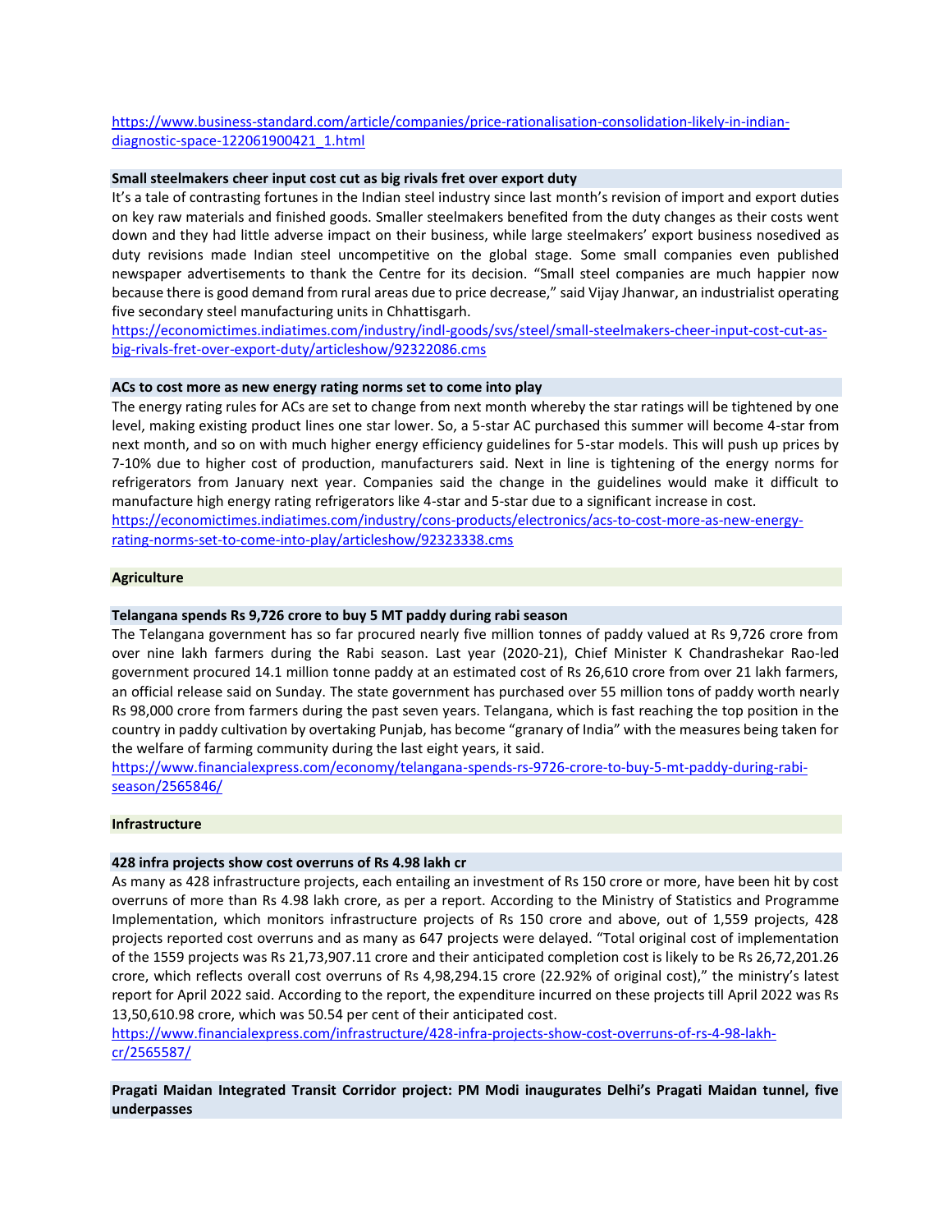https://www.business-standard.com/article/companies/price-rationalisation-consolidation-likely-in-indian-diagnostic-space-122061900421_1.html

**Small steelmakers cheer input cost cut as big rivals fret over export duty**

It's a tale of contrasting fortunes in the Indian steel industry since last month's revision of import and export duties on key raw materials and finished goods. Smaller steelmakers benefited from the duty changes as their costs went down and they had little adverse impact on their business, while large steelmakers' export business nosedived as duty revisions made Indian steel uncompetitive on the global stage. Some small companies even published newspaper advertisements to thank the Centre for its decision. "Small steel companies are much happier now because there is good demand from rural areas due to price decrease," said Vijay Jhanwar, an industrialist operating five secondary steel manufacturing units in Chhattisgarh.

https://economictimes.indiatimes.com/industry/indl-goods/svs/steel/small-steelmakers-cheer-input-cost-cut-as-big-rivals-fret-over-export-duty/articleshow/92322086.cms

**ACs to cost more as new energy rating norms set to come into play**

The energy rating rules for ACs are set to change from next month whereby the star ratings will be tightened by one level, making existing product lines one star lower. So, a 5-star AC purchased this summer will become 4-star from next month, and so on with much higher energy efficiency guidelines for 5-star models. This will push up prices by 7-10% due to higher cost of production, manufacturers said. Next in line is tightening of the energy norms for refrigerators from January next year. Companies said the change in the guidelines would make it difficult to manufacture high energy rating refrigerators like 4-star and 5-star due to a significant increase in cost.

https://economictimes.indiatimes.com/industry/cons-products/electronics/acs-to-cost-more-as-new-energy-rating-norms-set-to-come-into-play/articleshow/92323338.cms

## Agriculture

**Telangana spends Rs 9,726 crore to buy 5 MT paddy during rabi season**

The Telangana government has so far procured nearly five million tonnes of paddy valued at Rs 9,726 crore from over nine lakh farmers during the Rabi season. Last year (2020-21), Chief Minister K Chandrashekar Rao-led government procured 14.1 million tonne paddy at an estimated cost of Rs 26,610 crore from over 21 lakh farmers, an official release said on Sunday. The state government has purchased over 55 million tons of paddy worth nearly Rs 98,000 crore from farmers during the past seven years. Telangana, which is fast reaching the top position in the country in paddy cultivation by overtaking Punjab, has become "granary of India" with the measures being taken for the welfare of farming community during the last eight years, it said.

https://www.financialexpress.com/economy/telangana-spends-rs-9726-crore-to-buy-5-mt-paddy-during-rabi-season/2565846/

## Infrastructure

**428 infra projects show cost overruns of Rs 4.98 lakh cr**

As many as 428 infrastructure projects, each entailing an investment of Rs 150 crore or more, have been hit by cost overruns of more than Rs 4.98 lakh crore, as per a report. According to the Ministry of Statistics and Programme Implementation, which monitors infrastructure projects of Rs 150 crore and above, out of 1,559 projects, 428 projects reported cost overruns and as many as 647 projects were delayed. "Total original cost of implementation of the 1559 projects was Rs 21,73,907.11 crore and their anticipated completion cost is likely to be Rs 26,72,201.26 crore, which reflects overall cost overruns of Rs 4,98,294.15 crore (22.92% of original cost)," the ministry's latest report for April 2022 said. According to the report, the expenditure incurred on these projects till April 2022 was Rs 13,50,610.98 crore, which was 50.54 per cent of their anticipated cost.

https://www.financialexpress.com/infrastructure/428-infra-projects-show-cost-overruns-of-rs-4-98-lakh-cr/2565587/

**Pragati Maidan Integrated Transit Corridor project: PM Modi inaugurates Delhi's Pragati Maidan tunnel, five underpasses**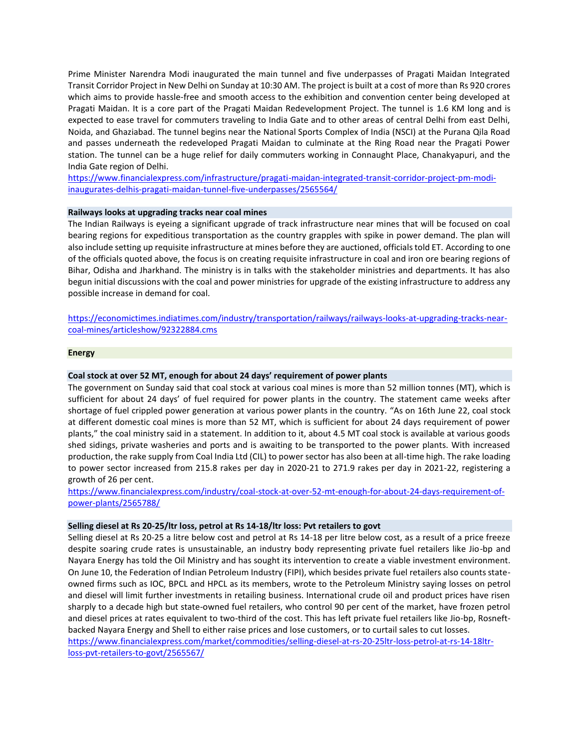Prime Minister Narendra Modi inaugurated the main tunnel and five underpasses of Pragati Maidan Integrated Transit Corridor Project in New Delhi on Sunday at 10:30 AM. The project is built at a cost of more than Rs 920 crores which aims to provide hassle-free and smooth access to the exhibition and convention center being developed at Pragati Maidan. It is a core part of the Pragati Maidan Redevelopment Project. The tunnel is 1.6 KM long and is expected to ease travel for commuters traveling to India Gate and to other areas of central Delhi from east Delhi, Noida, and Ghaziabad. The tunnel begins near the National Sports Complex of India (NSCI) at the Purana Qila Road and passes underneath the redeveloped Pragati Maidan to culminate at the Ring Road near the Pragati Power station. The tunnel can be a huge relief for daily commuters working in Connaught Place, Chanakyapuri, and the India Gate region of Delhi.
https://www.financialexpress.com/infrastructure/pragati-maidan-integrated-transit-corridor-project-pm-modi-inaugurates-delhis-pragati-maidan-tunnel-five-underpasses/2565564/

**Railways looks at upgrading tracks near coal mines**

The Indian Railways is eyeing a significant upgrade of track infrastructure near mines that will be focused on coal bearing regions for expeditious transportation as the country grapples with spike in power demand. The plan will also include setting up requisite infrastructure at mines before they are auctioned, officials told ET. According to one of the officials quoted above, the focus is on creating requisite infrastructure in coal and iron ore bearing regions of Bihar, Odisha and Jharkhand. The ministry is in talks with the stakeholder ministries and departments. It has also begun initial discussions with the coal and power ministries for upgrade of the existing infrastructure to address any possible increase in demand for coal.

https://economictimes.indiatimes.com/industry/transportation/railways/railways-looks-at-upgrading-tracks-near-coal-mines/articleshow/92322884.cms

## Energy

**Coal stock at over 52 MT, enough for about 24 days' requirement of power plants**

The government on Sunday said that coal stock at various coal mines is more than 52 million tonnes (MT), which is sufficient for about 24 days' of fuel required for power plants in the country. The statement came weeks after shortage of fuel crippled power generation at various power plants in the country. "As on 16th June 22, coal stock at different domestic coal mines is more than 52 MT, which is sufficient for about 24 days requirement of power plants," the coal ministry said in a statement. In addition to it, about 4.5 MT coal stock is available at various goods shed sidings, private washeries and ports and is awaiting to be transported to the power plants. With increased production, the rake supply from Coal India Ltd (CIL) to power sector has also been at all-time high. The rake loading to power sector increased from 215.8 rakes per day in 2020-21 to 271.9 rakes per day in 2021-22, registering a growth of 26 per cent.
https://www.financialexpress.com/industry/coal-stock-at-over-52-mt-enough-for-about-24-days-requirement-of-power-plants/2565788/

**Selling diesel at Rs 20-25/ltr loss, petrol at Rs 14-18/ltr loss: Pvt retailers to govt**

Selling diesel at Rs 20-25 a litre below cost and petrol at Rs 14-18 per litre below cost, as a result of a price freeze despite soaring crude rates is unsustainable, an industry body representing private fuel retailers like Jio-bp and Nayara Energy has told the Oil Ministry and has sought its intervention to create a viable investment environment. On June 10, the Federation of Indian Petroleum Industry (FIPI), which besides private fuel retailers also counts state-owned firms such as IOC, BPCL and HPCL as its members, wrote to the Petroleum Ministry saying losses on petrol and diesel will limit further investments in retailing business. International crude oil and product prices have risen sharply to a decade high but state-owned fuel retailers, who control 90 per cent of the market, have frozen petrol and diesel prices at rates equivalent to two-third of the cost. This has left private fuel retailers like Jio-bp, Rosneft-backed Nayara Energy and Shell to either raise prices and lose customers, or to curtail sales to cut losses.
https://www.financialexpress.com/market/commodities/selling-diesel-at-rs-20-25ltr-loss-petrol-at-rs-14-18ltr-loss-pvt-retailers-to-govt/2565567/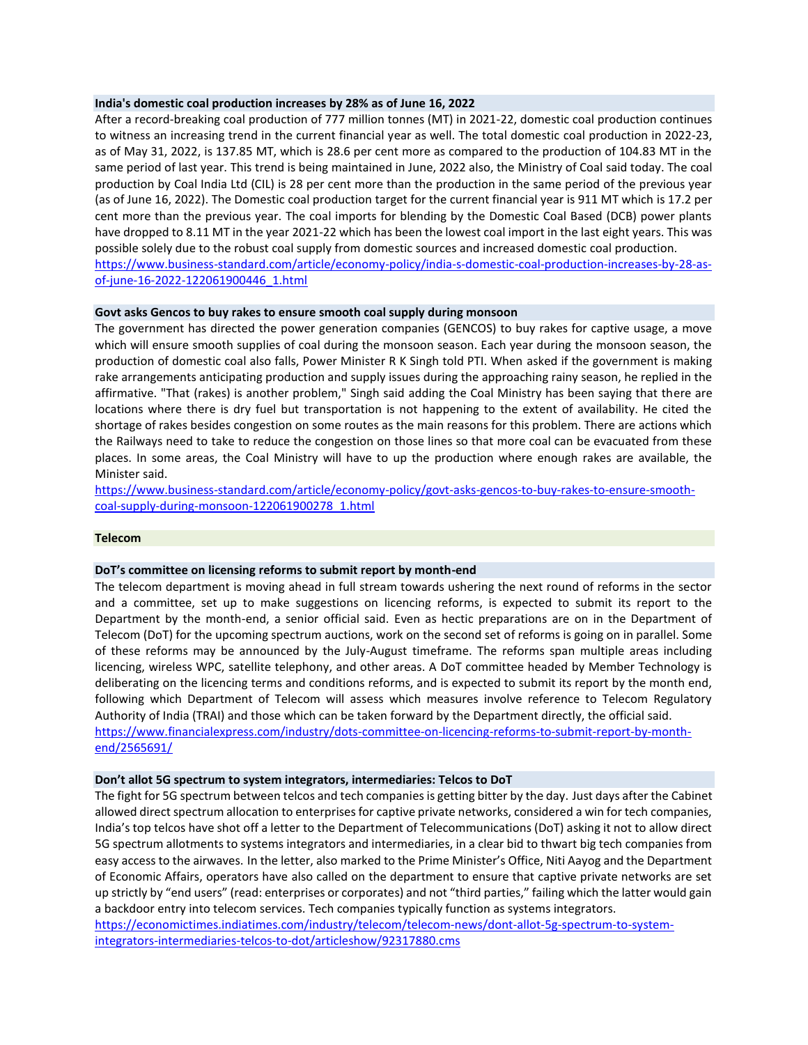### India's domestic coal production increases by 28% as of June 16, 2022

After a record-breaking coal production of 777 million tonnes (MT) in 2021-22, domestic coal production continues to witness an increasing trend in the current financial year as well. The total domestic coal production in 2022-23, as of May 31, 2022, is 137.85 MT, which is 28.6 per cent more as compared to the production of 104.83 MT in the same period of last year. This trend is being maintained in June, 2022 also, the Ministry of Coal said today. The coal production by Coal India Ltd (CIL) is 28 per cent more than the production in the same period of the previous year (as of June 16, 2022). The Domestic coal production target for the current financial year is 911 MT which is 17.2 per cent more than the previous year. The coal imports for blending by the Domestic Coal Based (DCB) power plants have dropped to 8.11 MT in the year 2021-22 which has been the lowest coal import in the last eight years. This was possible solely due to the robust coal supply from domestic sources and increased domestic coal production.
https://www.business-standard.com/article/economy-policy/india-s-domestic-coal-production-increases-by-28-as-of-june-16-2022-122061900446_1.html

### Govt asks Gencos to buy rakes to ensure smooth coal supply during monsoon

The government has directed the power generation companies (GENCOS) to buy rakes for captive usage, a move which will ensure smooth supplies of coal during the monsoon season. Each year during the monsoon season, the production of domestic coal also falls, Power Minister R K Singh told PTI. When asked if the government is making rake arrangements anticipating production and supply issues during the approaching rainy season, he replied in the affirmative. "That (rakes) is another problem," Singh said adding the Coal Ministry has been saying that there are locations where there is dry fuel but transportation is not happening to the extent of availability. He cited the shortage of rakes besides congestion on some routes as the main reasons for this problem. There are actions which the Railways need to take to reduce the congestion on those lines so that more coal can be evacuated from these places. In some areas, the Coal Ministry will have to up the production where enough rakes are available, the Minister said.
https://www.business-standard.com/article/economy-policy/govt-asks-gencos-to-buy-rakes-to-ensure-smooth-coal-supply-during-monsoon-122061900278_1.html

## Telecom

### DoT's committee on licensing reforms to submit report by month-end

The telecom department is moving ahead in full stream towards ushering the next round of reforms in the sector and a committee, set up to make suggestions on licencing reforms, is expected to submit its report to the Department by the month-end, a senior official said. Even as hectic preparations are on in the Department of Telecom (DoT) for the upcoming spectrum auctions, work on the second set of reforms is going on in parallel. Some of these reforms may be announced by the July-August timeframe. The reforms span multiple areas including licencing, wireless WPC, satellite telephony, and other areas. A DoT committee headed by Member Technology is deliberating on the licencing terms and conditions reforms, and is expected to submit its report by the month end, following which Department of Telecom will assess which measures involve reference to Telecom Regulatory Authority of India (TRAI) and those which can be taken forward by the Department directly, the official said.
https://www.financialexpress.com/industry/dots-committee-on-licencing-reforms-to-submit-report-by-month-end/2565691/

### Don't allot 5G spectrum to system integrators, intermediaries: Telcos to DoT

The fight for 5G spectrum between telcos and tech companies is getting bitter by the day. Just days after the Cabinet allowed direct spectrum allocation to enterprises for captive private networks, considered a win for tech companies, India's top telcos have shot off a letter to the Department of Telecommunications (DoT) asking it not to allow direct 5G spectrum allotments to systems integrators and intermediaries, in a clear bid to thwart big tech companies from easy access to the airwaves. In the letter, also marked to the Prime Minister's Office, Niti Aayog and the Department of Economic Affairs, operators have also called on the department to ensure that captive private networks are set up strictly by "end users" (read: enterprises or corporates) and not "third parties," failing which the latter would gain a backdoor entry into telecom services. Tech companies typically function as systems integrators.
https://economictimes.indiatimes.com/industry/telecom/telecom-news/dont-allot-5g-spectrum-to-system-integrators-intermediaries-telcos-to-dot/articleshow/92317880.cms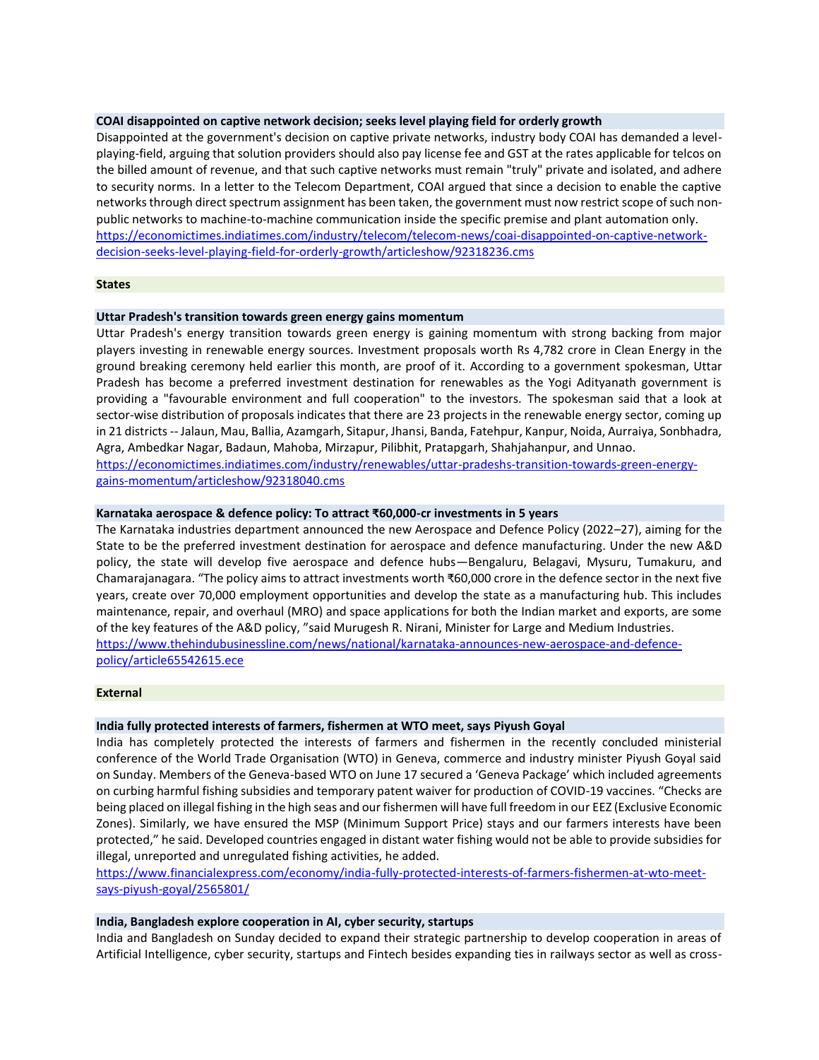### COAI disappointed on captive network decision; seeks level playing field for orderly growth

Disappointed at the government's decision on captive private networks, industry body COAI has demanded a level-playing-field, arguing that solution providers should also pay license fee and GST at the rates applicable for telcos on the billed amount of revenue, and that such captive networks must remain "truly" private and isolated, and adhere to security norms. In a letter to the Telecom Department, COAI argued that since a decision to enable the captive networks through direct spectrum assignment has been taken, the government must now restrict scope of such non-public networks to machine-to-machine communication inside the specific premise and plant automation only.
https://economictimes.indiatimes.com/industry/telecom/telecom-news/coai-disappointed-on-captive-network-decision-seeks-level-playing-field-for-orderly-growth/articleshow/92318236.cms

## States

### Uttar Pradesh's transition towards green energy gains momentum

Uttar Pradesh's energy transition towards green energy is gaining momentum with strong backing from major players investing in renewable energy sources. Investment proposals worth Rs 4,782 crore in Clean Energy in the ground breaking ceremony held earlier this month, are proof of it. According to a government spokesman, Uttar Pradesh has become a preferred investment destination for renewables as the Yogi Adityanath government is providing a "favourable environment and full cooperation" to the investors. The spokesman said that a look at sector-wise distribution of proposals indicates that there are 23 projects in the renewable energy sector, coming up in 21 districts -- Jalaun, Mau, Ballia, Azamgarh, Sitapur, Jhansi, Banda, Fatehpur, Kanpur, Noida, Aurraiya, Sonbhadra, Agra, Ambedkar Nagar, Badaun, Mahoba, Mirzapur, Pilibhit, Pratapgarh, Shahjahanpur, and Unnao.
https://economictimes.indiatimes.com/industry/renewables/uttar-pradeshs-transition-towards-green-energy-gains-momentum/articleshow/92318040.cms

### Karnataka aerospace & defence policy: To attract ₹60,000-cr investments in 5 years

The Karnataka industries department announced the new Aerospace and Defence Policy (2022–27), aiming for the State to be the preferred investment destination for aerospace and defence manufacturing. Under the new A&D policy, the state will develop five aerospace and defence hubs—Bengaluru, Belagavi, Mysuru, Tumakuru, and Chamarajanagara. "The policy aims to attract investments worth ₹60,000 crore in the defence sector in the next five years, create over 70,000 employment opportunities and develop the state as a manufacturing hub. This includes maintenance, repair, and overhaul (MRO) and space applications for both the Indian market and exports, are some of the key features of the A&D policy, "said Murugesh R. Nirani, Minister for Large and Medium Industries.
https://www.thehindubusinessline.com/news/national/karnataka-announces-new-aerospace-and-defence-policy/article65542615.ece

## External

### India fully protected interests of farmers, fishermen at WTO meet, says Piyush Goyal

India has completely protected the interests of farmers and fishermen in the recently concluded ministerial conference of the World Trade Organisation (WTO) in Geneva, commerce and industry minister Piyush Goyal said on Sunday. Members of the Geneva-based WTO on June 17 secured a 'Geneva Package' which included agreements on curbing harmful fishing subsidies and temporary patent waiver for production of COVID-19 vaccines. "Checks are being placed on illegal fishing in the high seas and our fishermen will have full freedom in our EEZ (Exclusive Economic Zones). Similarly, we have ensured the MSP (Minimum Support Price) stays and our farmers interests have been protected," he said. Developed countries engaged in distant water fishing would not be able to provide subsidies for illegal, unreported and unregulated fishing activities, he added.
https://www.financialexpress.com/economy/india-fully-protected-interests-of-farmers-fishermen-at-wto-meet-says-piyush-goyal/2565801/

### India, Bangladesh explore cooperation in AI, cyber security, startups

India and Bangladesh on Sunday decided to expand their strategic partnership to develop cooperation in areas of Artificial Intelligence, cyber security, startups and Fintech besides expanding ties in railways sector as well as cross-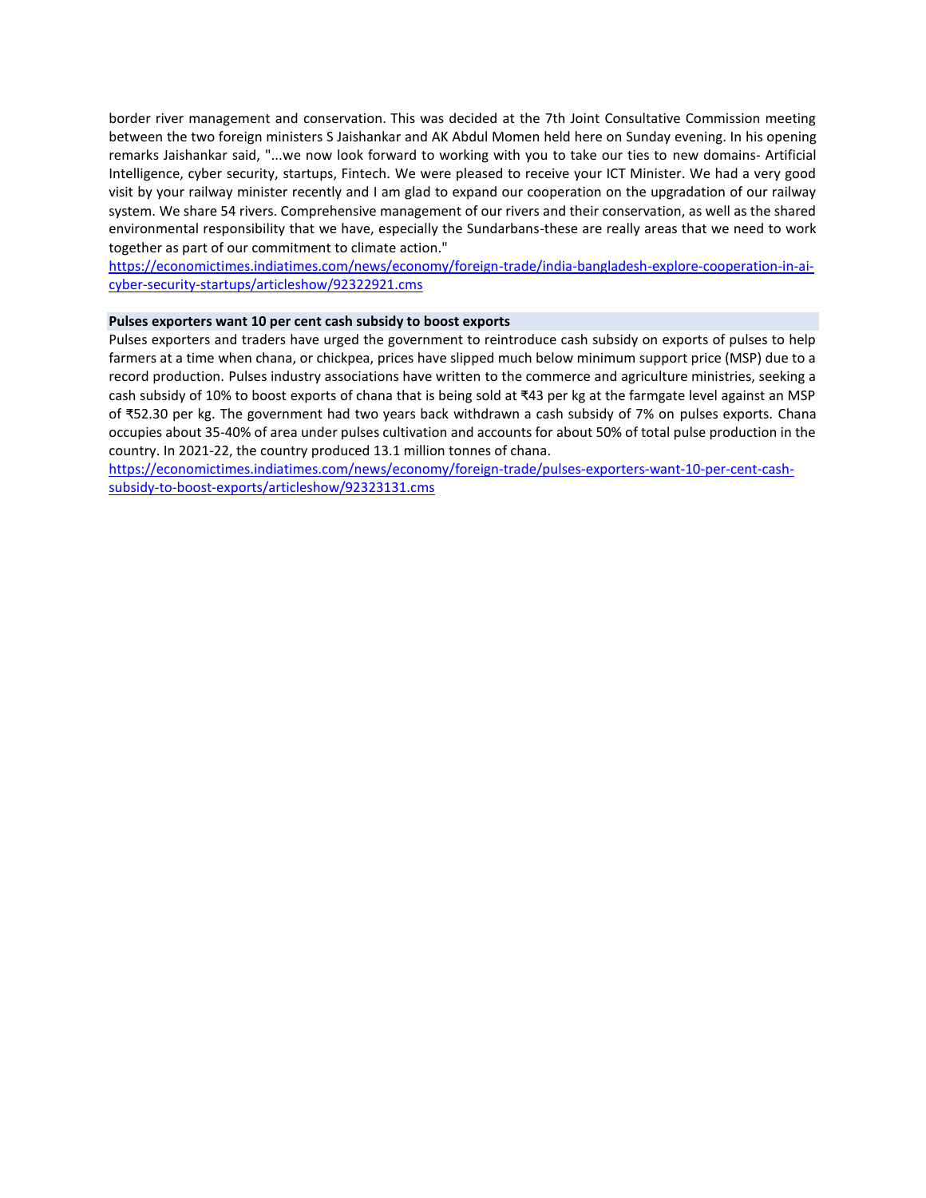border river management and conservation. This was decided at the 7th Joint Consultative Commission meeting between the two foreign ministers S Jaishankar and AK Abdul Momen held here on Sunday evening. In his opening remarks Jaishankar said, "...we now look forward to working with you to take our ties to new domains- Artificial Intelligence, cyber security, startups, Fintech. We were pleased to receive your ICT Minister. We had a very good visit by your railway minister recently and I am glad to expand our cooperation on the upgradation of our railway system. We share 54 rivers. Comprehensive management of our rivers and their conservation, as well as the shared environmental responsibility that we have, especially the Sundarbans-these are really areas that we need to work together as part of our commitment to climate action."
https://economictimes.indiatimes.com/news/economy/foreign-trade/india-bangladesh-explore-cooperation-in-ai-cyber-security-startups/articleshow/92322921.cms

**Pulses exporters want 10 per cent cash subsidy to boost exports**

Pulses exporters and traders have urged the government to reintroduce cash subsidy on exports of pulses to help farmers at a time when chana, or chickpea, prices have slipped much below minimum support price (MSP) due to a record production. Pulses industry associations have written to the commerce and agriculture ministries, seeking a cash subsidy of 10% to boost exports of chana that is being sold at ₹43 per kg at the farmgate level against an MSP of ₹52.30 per kg. The government had two years back withdrawn a cash subsidy of 7% on pulses exports. Chana occupies about 35-40% of area under pulses cultivation and accounts for about 50% of total pulse production in the country. In 2021-22, the country produced 13.1 million tonnes of chana.
https://economictimes.indiatimes.com/news/economy/foreign-trade/pulses-exporters-want-10-per-cent-cash-subsidy-to-boost-exports/articleshow/92323131.cms